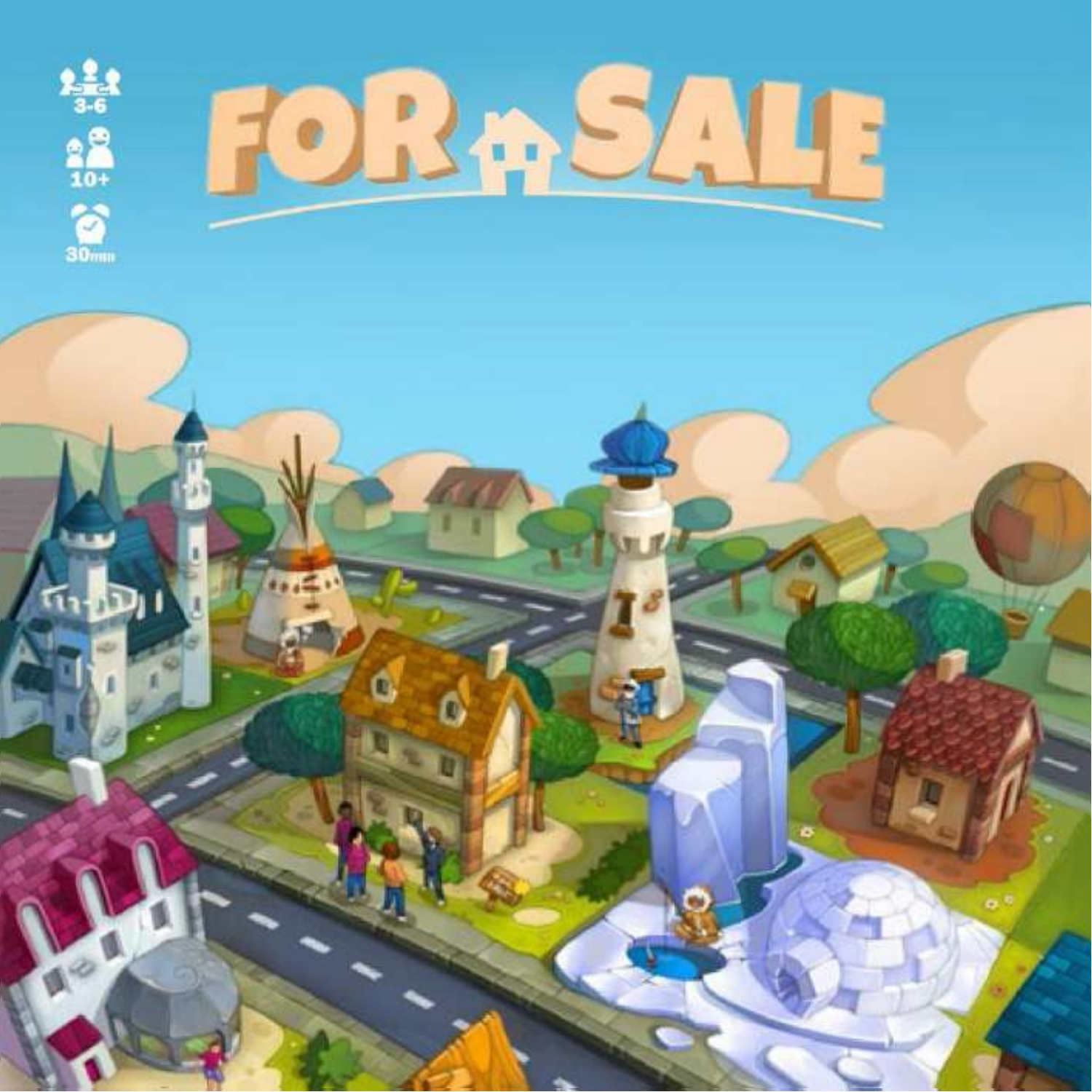# FOR SALE

3-6

10+

30min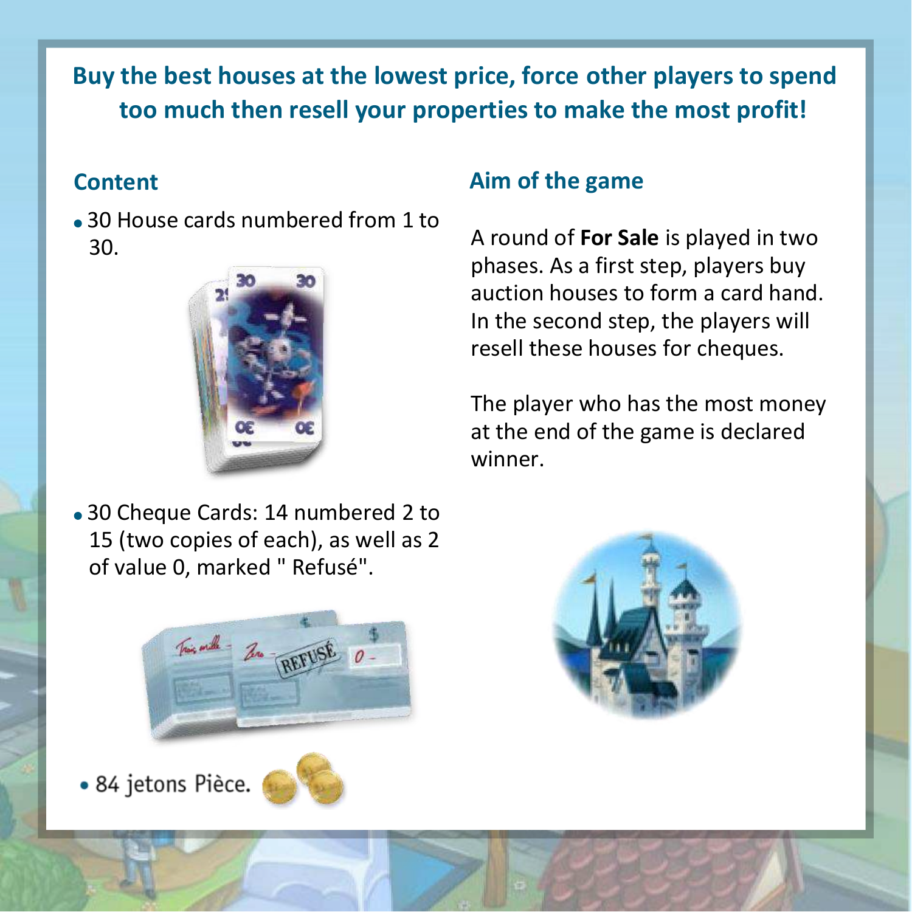**Buy the best houses at the lowest price, force other players to spend too much then resell your properties to make the most profit!**

## Content

- 30 House cards numbered from 1 to 30.
- 30 Cheque Cards: 14 numbered 2 to 15 (two copies of each), as well as 2 of value 0, marked " Refusé".
- 84 jetons Pièce.

## Aim of the game

A round of **For Sale** is played in two phases. As a first step, players buy auction houses to form a card hand. In the second step, the players will resell these houses for cheques.

The player who has the most money at the end of the game is declared winner.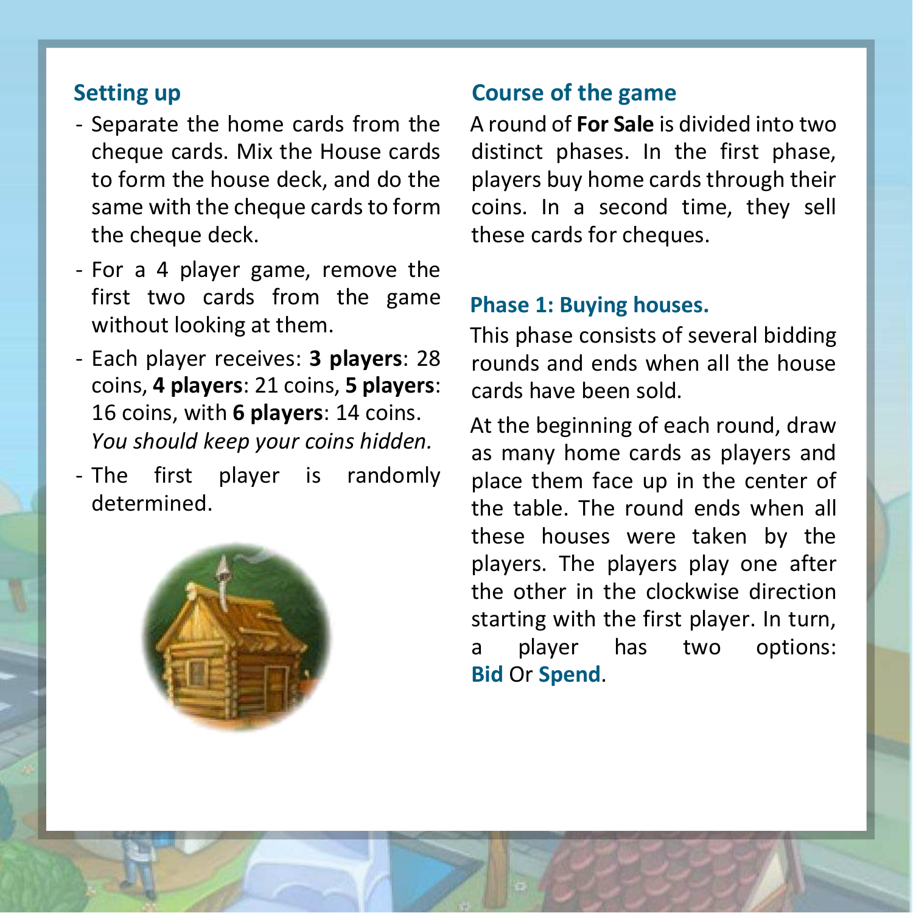## Setting up

- Separate the home cards from the cheque cards. Mix the House cards to form the house deck, and do the same with the cheque cards to form the cheque deck.
- For a 4 player game, remove the first two cards from the game without looking at them.
- Each player receives: **3 players**: 28 coins, **4 players**: 21 coins, **5 players**: 16 coins, with **6 players**: 14 coins. *You should keep your coins hidden.*
- The first player is randomly determined.

## Course of the game

A round of **For Sale** is divided into two distinct phases. In the first phase, players buy home cards through their coins. In a second time, they sell these cards for cheques.

### Phase 1: Buying houses.

This phase consists of several bidding rounds and ends when all the house cards have been sold.

At the beginning of each round, draw as many home cards as players and place them face up in the center of the table. The round ends when all these houses were taken by the players. The players play one after the other in the clockwise direction starting with the first player. In turn, a player has two options: **Bid** Or **Spend**.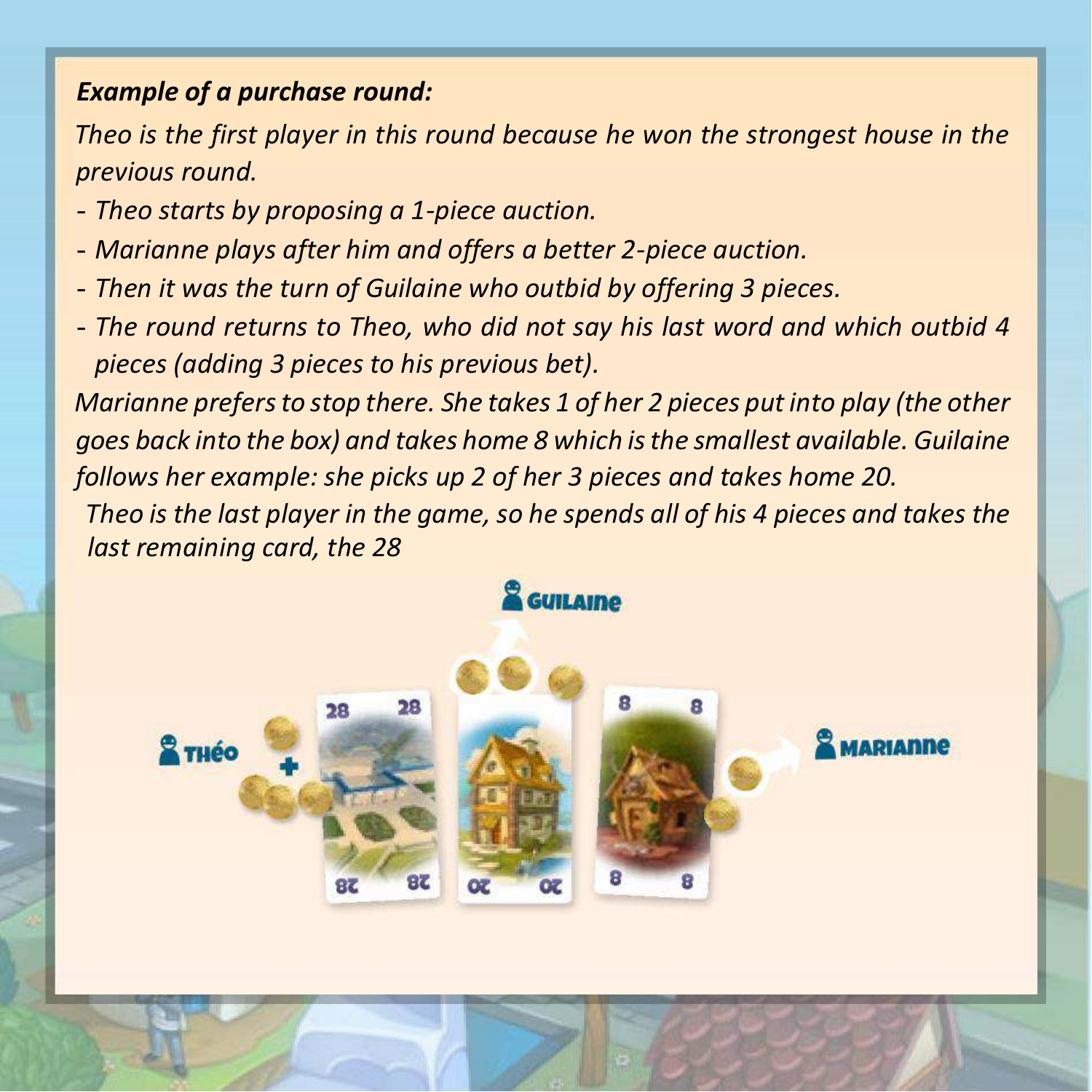***Example of a purchase round:***

*Theo is the first player in this round because he won the strongest house in the previous round.*

- *Theo starts by proposing a 1-piece auction.*
- *Marianne plays after him and offers a better 2-piece auction.*
- *Then it was the turn of Guilaine who outbid by offering 3 pieces.*
- *The round returns to Theo, who did not say his last word and which outbid 4 pieces (adding 3 pieces to his previous bet).*

*Marianne prefers to stop there. She takes 1 of her 2 pieces put into play (the other goes back into the box) and takes home 8 which is the smallest available. Guilaine follows her example: she picks up 2 of her 3 pieces and takes home 20.*

*Theo is the last player in the game, so he spends all of his 4 pieces and takes the last remaining card, the 28*

GUILAINE

THÉO

MARIANNE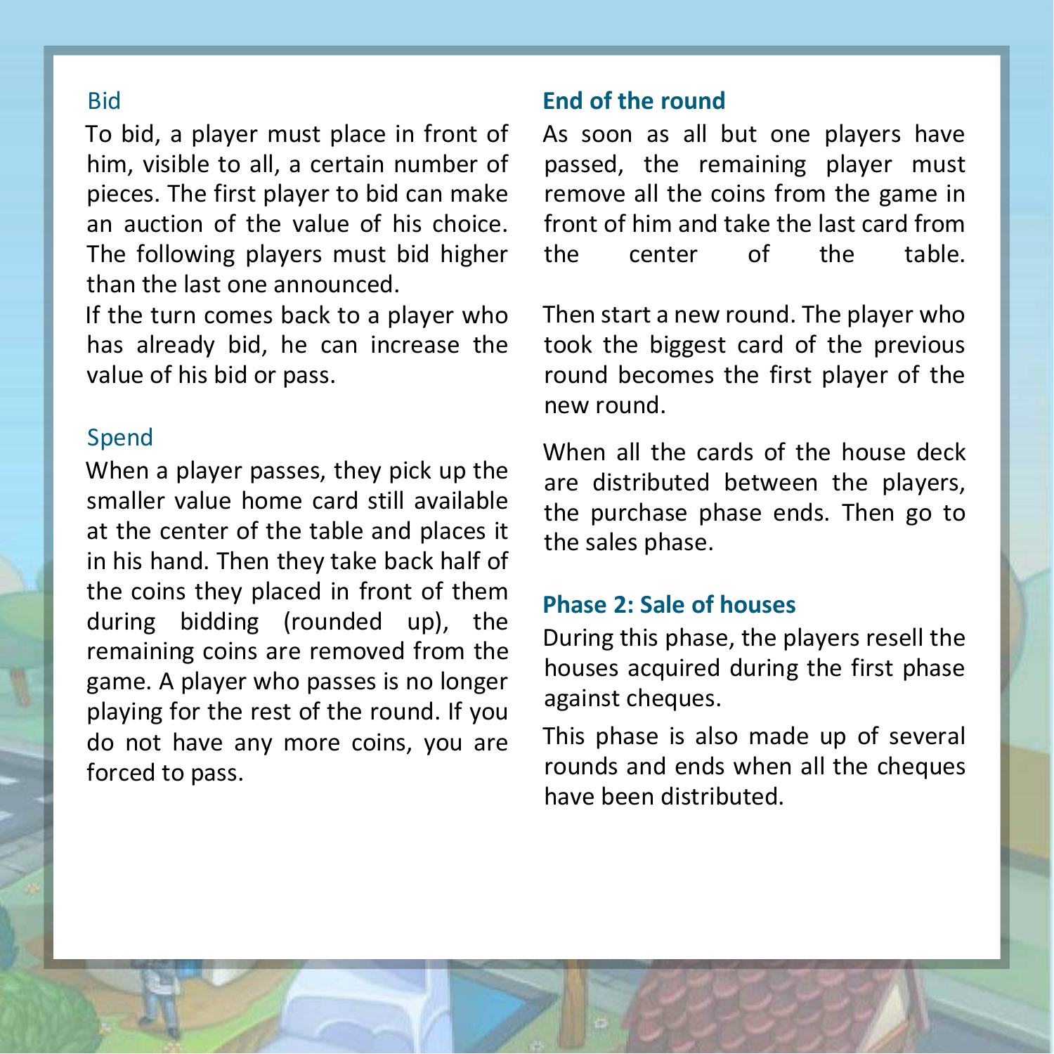### Bid

To bid, a player must place in front of him, visible to all, a certain number of pieces. The first player to bid can make an auction of the value of his choice. The following players must bid higher than the last one announced.

If the turn comes back to a player who has already bid, he can increase the value of his bid or pass.

### Spend

When a player passes, they pick up the smaller value home card still available at the center of the table and places it in his hand. Then they take back half of the coins they placed in front of them during bidding (rounded up), the remaining coins are removed from the game. A player who passes is no longer playing for the rest of the round. If you do not have any more coins, you are forced to pass.

## End of the round

As soon as all but one players have passed, the remaining player must remove all the coins from the game in front of him and take the last card from the center of the table.

Then start a new round. The player who took the biggest card of the previous round becomes the first player of the new round.

When all the cards of the house deck are distributed between the players, the purchase phase ends. Then go to the sales phase.

## Phase 2: Sale of houses

During this phase, the players resell the houses acquired during the first phase against cheques.

This phase is also made up of several rounds and ends when all the cheques have been distributed.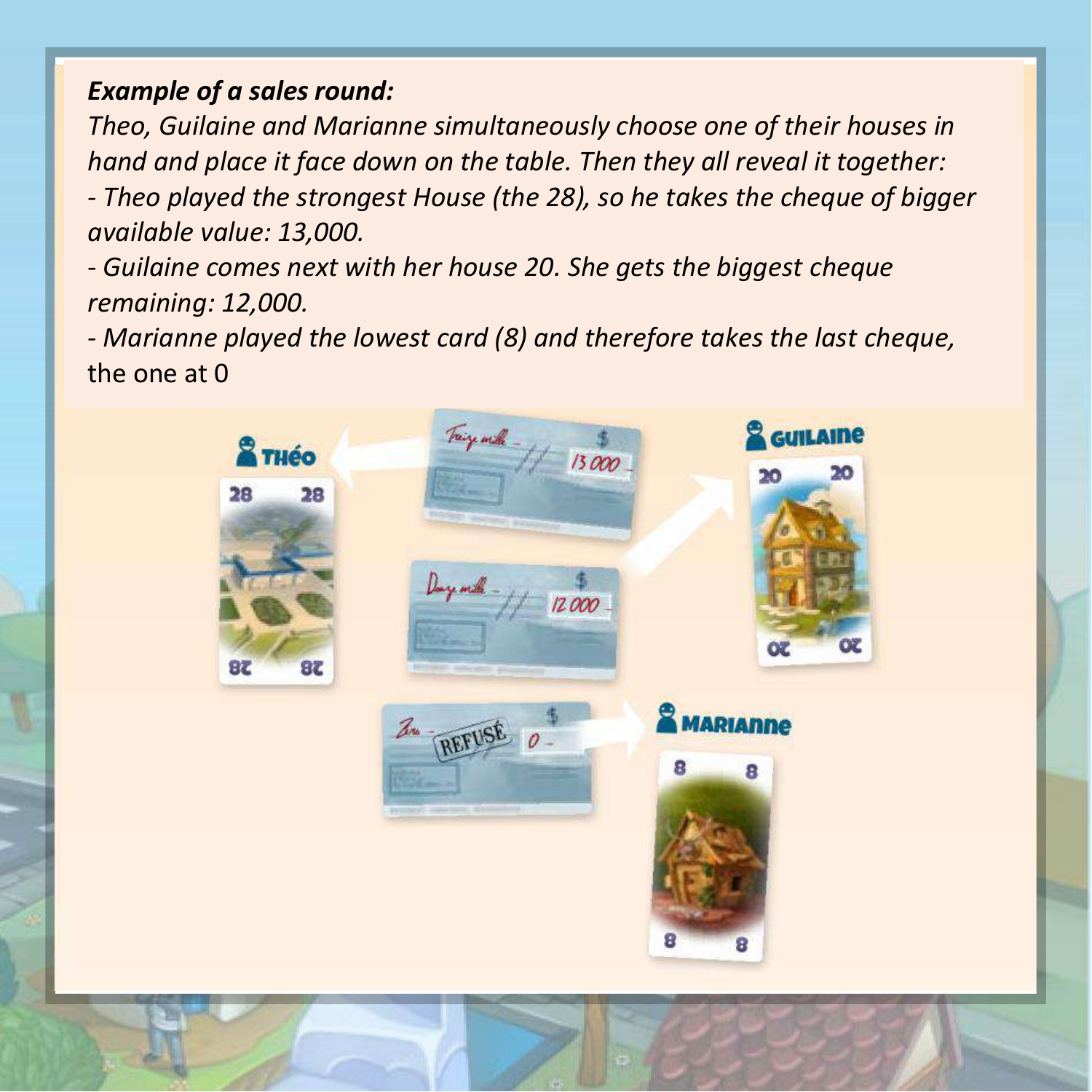***Example of a sales round:***

*Theo, Guilaine and Marianne simultaneously choose one of their houses in hand and place it face down on the table. Then they all reveal it together:*

*- Theo played the strongest House (the 28), so he takes the cheque of bigger available value: 13,000.*

*- Guilaine comes next with her house 20. She gets the biggest cheque remaining: 12,000.*

*- Marianne played the lowest card (8) and therefore takes the last cheque,* the one at 0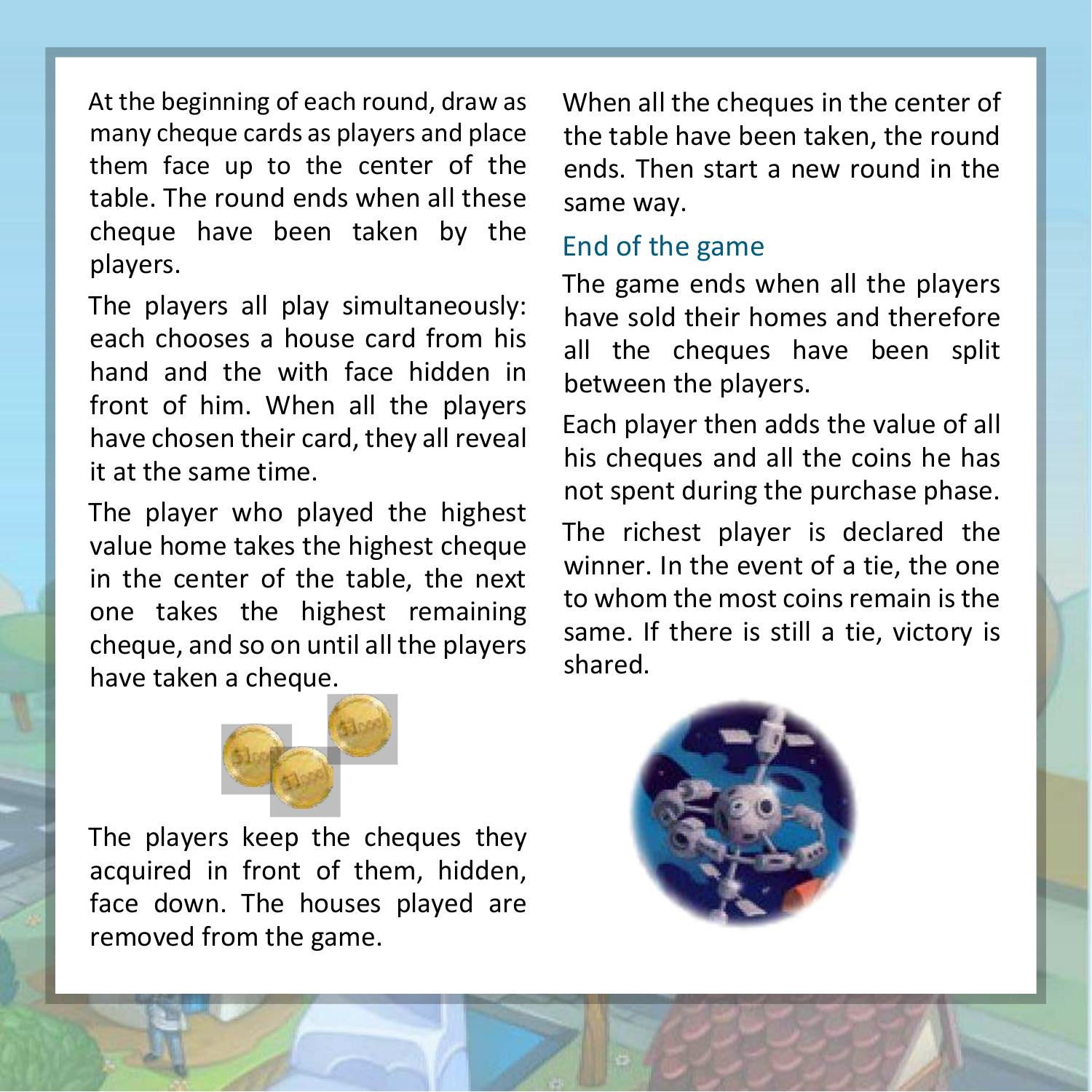At the beginning of each round, draw as many cheque cards as players and place them face up to the center of the table. The round ends when all these cheque have been taken by the players.

The players all play simultaneously: each chooses a house card from his hand and the with face hidden in front of him. When all the players have chosen their card, they all reveal it at the same time.

The player who played the highest value home takes the highest cheque in the center of the table, the next one takes the highest remaining cheque, and so on until all the players have taken a cheque.

The players keep the cheques they acquired in front of them, hidden, face down. The houses played are removed from the game.

When all the cheques in the center of the table have been taken, the round ends. Then start a new round in the same way.

## End of the game

The game ends when all the players have sold their homes and therefore all the cheques have been split between the players.

Each player then adds the value of all his cheques and all the coins he has not spent during the purchase phase.

The richest player is declared the winner. In the event of a tie, the one to whom the most coins remain is the same. If there is still a tie, victory is shared.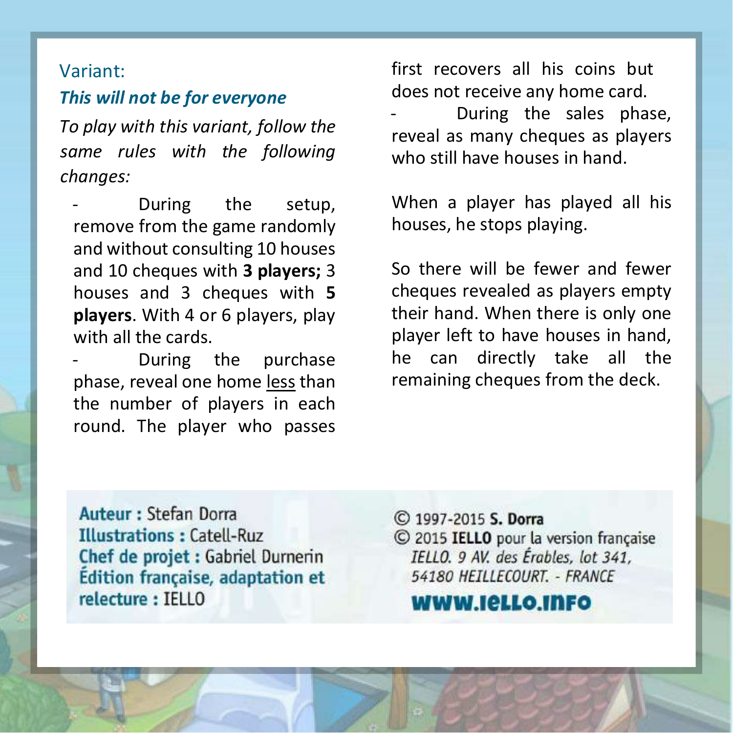## Variant:

### *This will not be for everyone*

*To play with this variant, follow the same rules with the following changes:*

- During the setup, remove from the game randomly and without consulting 10 houses and 10 cheques with **3 players;** 3 houses and 3 cheques with **5 players**. With 4 or 6 players, play with all the cards.
- During the purchase phase, reveal one home <u>less</u> than the number of players in each round. The player who passes first recovers all his coins but does not receive any home card.
- During the sales phase, reveal as many cheques as players who still have houses in hand.

When a player has played all his houses, he stops playing.

So there will be fewer and fewer cheques revealed as players empty their hand. When there is only one player left to have houses in hand, he can directly take all the remaining cheques from the deck.

**Auteur :** Stefan Dorra
**Illustrations :** Catell-Ruz
**Chef de projet :** Gabriel Durnerin
**Édition française, adaptation et relecture :** IELLO

© 1997-2015 **S. Dorra**
© 2015 **IELLO** pour la version française
*IELLO. 9 AV. des Érables, lot 341, 54180 HEILLECOURT. - FRANCE*
**WWW.IELLO.INFO**